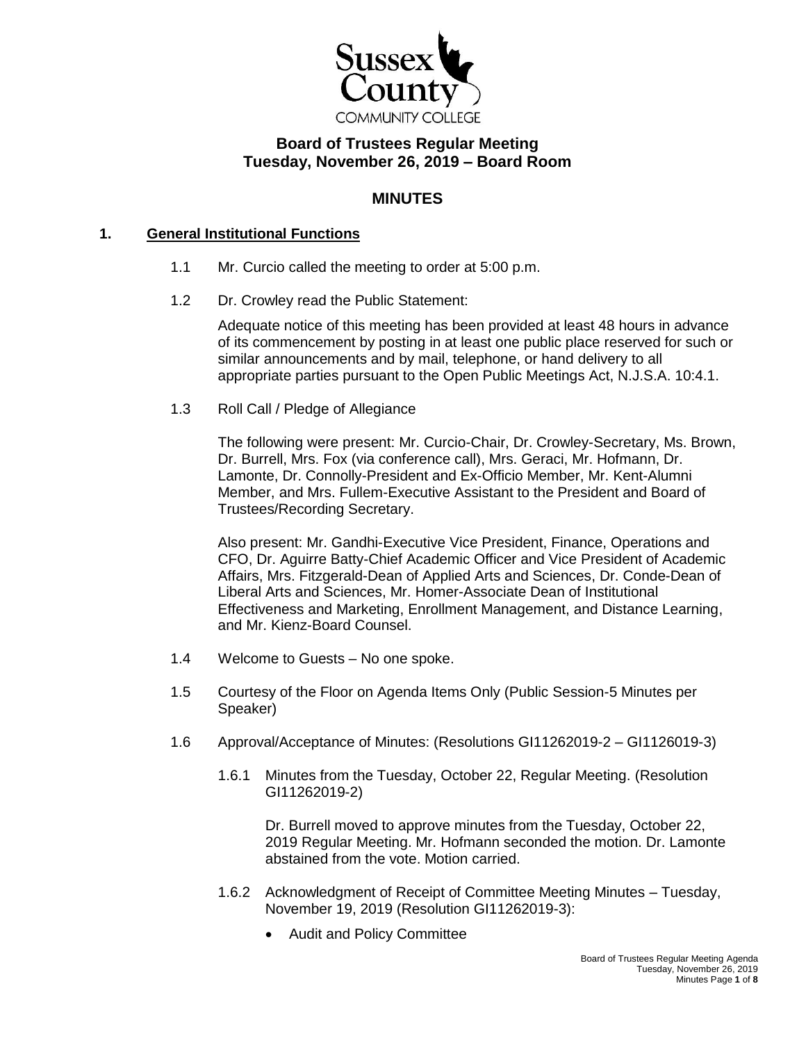Sussex County COMMUNITY COLLEGE

# Board of Trustees Regular Meeting
## Tuesday, November 26, 2019 – Board Room

## MINUTES

### 1. General Institutional Functions

1.1 Mr. Curcio called the meeting to order at 5:00 p.m.

1.2 Dr. Crowley read the Public Statement:

Adequate notice of this meeting has been provided at least 48 hours in advance of its commencement by posting in at least one public place reserved for such or similar announcements and by mail, telephone, or hand delivery to all appropriate parties pursuant to the Open Public Meetings Act, N.J.S.A. 10:4.1.

1.3 Roll Call / Pledge of Allegiance

The following were present: Mr. Curcio-Chair, Dr. Crowley-Secretary, Ms. Brown, Dr. Burrell, Mrs. Fox (via conference call), Mrs. Geraci, Mr. Hofmann, Dr. Lamonte, Dr. Connolly-President and Ex-Officio Member, Mr. Kent-Alumni Member, and Mrs. Fullem-Executive Assistant to the President and Board of Trustees/Recording Secretary.

Also present: Mr. Gandhi-Executive Vice President, Finance, Operations and CFO, Dr. Aguirre Batty-Chief Academic Officer and Vice President of Academic Affairs, Mrs. Fitzgerald-Dean of Applied Arts and Sciences, Dr. Conde-Dean of Liberal Arts and Sciences, Mr. Homer-Associate Dean of Institutional Effectiveness and Marketing, Enrollment Management, and Distance Learning, and Mr. Kienz-Board Counsel.

1.4 Welcome to Guests – No one spoke.

1.5 Courtesy of the Floor on Agenda Items Only (Public Session-5 Minutes per Speaker)

1.6 Approval/Acceptance of Minutes: (Resolutions GI11262019-2 – GI1126019-3)

1.6.1 Minutes from the Tuesday, October 22, Regular Meeting. (Resolution GI11262019-2)

Dr. Burrell moved to approve minutes from the Tuesday, October 22, 2019 Regular Meeting. Mr. Hofmann seconded the motion. Dr. Lamonte abstained from the vote. Motion carried.

1.6.2 Acknowledgment of Receipt of Committee Meeting Minutes – Tuesday, November 19, 2019 (Resolution GI11262019-3):

- Audit and Policy Committee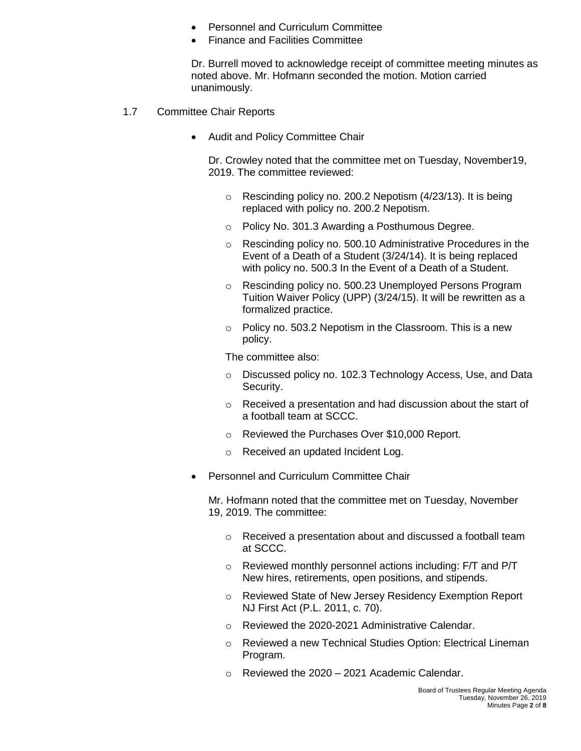- Personnel and Curriculum Committee
- Finance and Facilities Committee

Dr. Burrell moved to acknowledge receipt of committee meeting minutes as noted above. Mr. Hofmann seconded the motion. Motion carried unanimously.

1.7 Committee Chair Reports

- Audit and Policy Committee Chair

  Dr. Crowley noted that the committee met on Tuesday, November19, 2019. The committee reviewed:

  - Rescinding policy no. 200.2 Nepotism (4/23/13). It is being replaced with policy no. 200.2 Nepotism.
  - Policy No. 301.3 Awarding a Posthumous Degree.
  - Rescinding policy no. 500.10 Administrative Procedures in the Event of a Death of a Student (3/24/14). It is being replaced with policy no. 500.3 In the Event of a Death of a Student.
  - Rescinding policy no. 500.23 Unemployed Persons Program Tuition Waiver Policy (UPP) (3/24/15). It will be rewritten as a formalized practice.
  - Policy no. 503.2 Nepotism in the Classroom. This is a new policy.

  The committee also:

  - Discussed policy no. 102.3 Technology Access, Use, and Data Security.
  - Received a presentation and had discussion about the start of a football team at SCCC.
  - Reviewed the Purchases Over $10,000 Report.
  - Received an updated Incident Log.

- Personnel and Curriculum Committee Chair

  Mr. Hofmann noted that the committee met on Tuesday, November 19, 2019. The committee:

  - Received a presentation about and discussed a football team at SCCC.
  - Reviewed monthly personnel actions including: F/T and P/T New hires, retirements, open positions, and stipends.
  - Reviewed State of New Jersey Residency Exemption Report NJ First Act (P.L. 2011, c. 70).
  - Reviewed the 2020-2021 Administrative Calendar.
  - Reviewed a new Technical Studies Option: Electrical Lineman Program.
  - Reviewed the 2020 – 2021 Academic Calendar.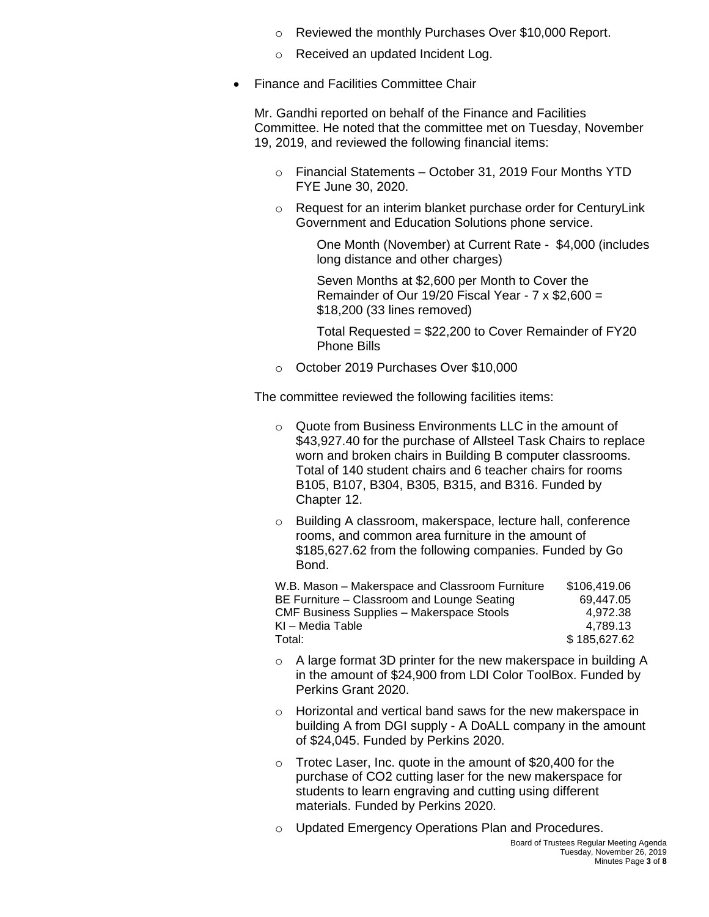- Reviewed the monthly Purchases Over $10,000 Report.
- Received an updated Incident Log.

- Finance and Facilities Committee Chair

  Mr. Gandhi reported on behalf of the Finance and Facilities Committee. He noted that the committee met on Tuesday, November 19, 2019, and reviewed the following financial items:

  - Financial Statements – October 31, 2019 Four Months YTD FYE June 30, 2020.
  - Request for an interim blanket purchase order for CenturyLink Government and Education Solutions phone service.

    One Month (November) at Current Rate - $4,000 (includes long distance and other charges)

    Seven Months at $2,600 per Month to Cover the Remainder of Our 19/20 Fiscal Year - 7 x $2,600 = $18,200 (33 lines removed)

    Total Requested = $22,200 to Cover Remainder of FY20 Phone Bills

  - October 2019 Purchases Over $10,000

  The committee reviewed the following facilities items:

  - Quote from Business Environments LLC in the amount of $43,927.40 for the purchase of Allsteel Task Chairs to replace worn and broken chairs in Building B computer classrooms. Total of 140 student chairs and 6 teacher chairs for rooms B105, B107, B304, B305, B315, and B316. Funded by Chapter 12.
  - Building A classroom, makerspace, lecture hall, conference rooms, and common area furniture in the amount of $185,627.62 from the following companies. Funded by Go Bond.

    | | |
    |---|---|
    | W.B. Mason – Makerspace and Classroom Furniture | $106,419.06 |
    | BE Furniture – Classroom and Lounge Seating | 69,447.05 |
    | CMF Business Supplies – Makerspace Stools | 4,972.38 |
    | KI – Media Table | 4,789.13 |
    | Total: | $ 185,627.62 |

  - A large format 3D printer for the new makerspace in building A in the amount of $24,900 from LDI Color ToolBox. Funded by Perkins Grant 2020.
  - Horizontal and vertical band saws for the new makerspace in building A from DGI supply - A DoALL company in the amount of $24,045. Funded by Perkins 2020.
  - Trotec Laser, Inc. quote in the amount of $20,400 for the purchase of CO2 cutting laser for the new makerspace for students to learn engraving and cutting using different materials. Funded by Perkins 2020.
  - Updated Emergency Operations Plan and Procedures.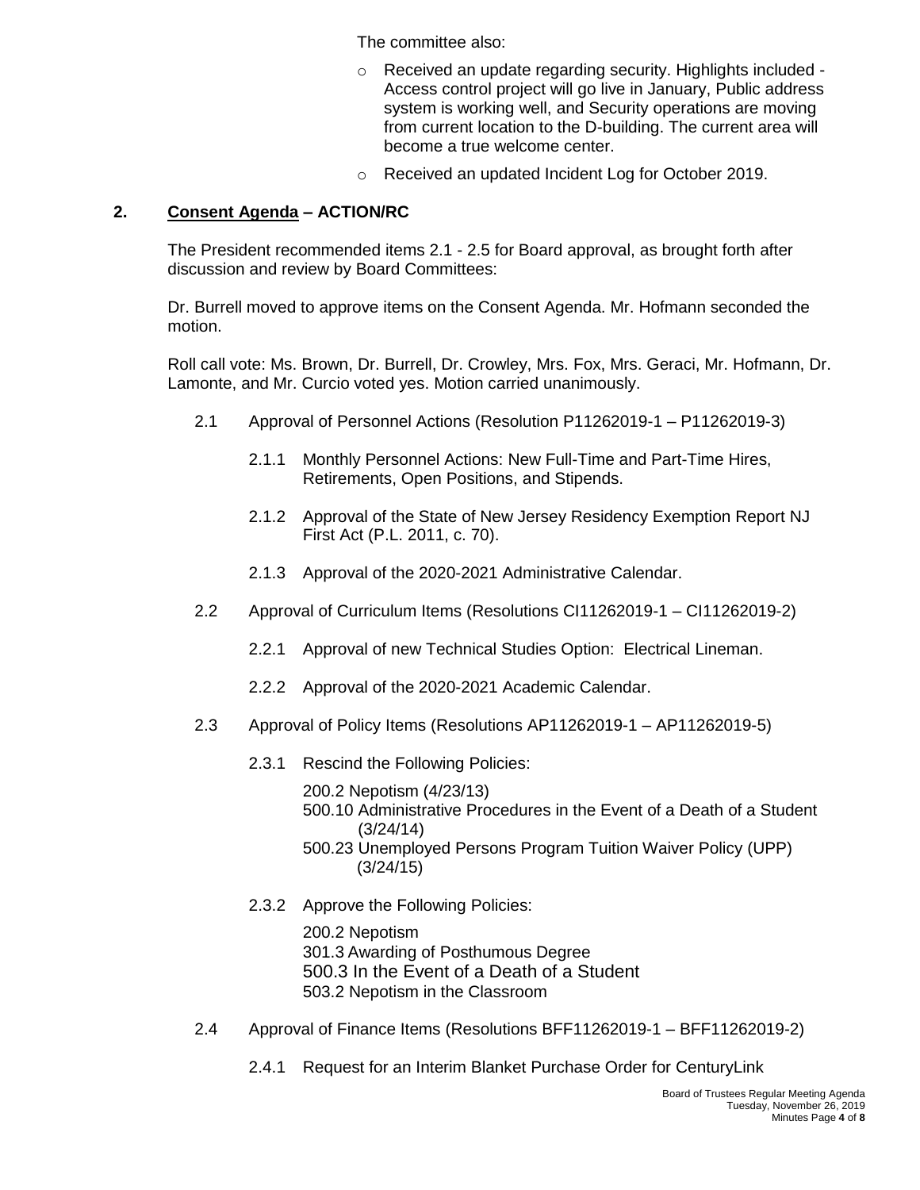The committee also:

- Received an update regarding security. Highlights included - Access control project will go live in January, Public address system is working well, and Security operations are moving from current location to the D-building. The current area will become a true welcome center.
- Received an updated Incident Log for October 2019.

## 2. Consent Agenda – ACTION/RC

The President recommended items 2.1 - 2.5 for Board approval, as brought forth after discussion and review by Board Committees:

Dr. Burrell moved to approve items on the Consent Agenda. Mr. Hofmann seconded the motion.

Roll call vote: Ms. Brown, Dr. Burrell, Dr. Crowley, Mrs. Fox, Mrs. Geraci, Mr. Hofmann, Dr. Lamonte, and Mr. Curcio voted yes. Motion carried unanimously.

2.1 Approval of Personnel Actions (Resolution P11262019-1 – P11262019-3)

2.1.1 Monthly Personnel Actions: New Full-Time and Part-Time Hires, Retirements, Open Positions, and Stipends.

2.1.2 Approval of the State of New Jersey Residency Exemption Report NJ First Act (P.L. 2011, c. 70).

2.1.3 Approval of the 2020-2021 Administrative Calendar.

2.2 Approval of Curriculum Items (Resolutions CI11262019-1 – CI11262019-2)

2.2.1 Approval of new Technical Studies Option: Electrical Lineman.

2.2.2 Approval of the 2020-2021 Academic Calendar.

2.3 Approval of Policy Items (Resolutions AP11262019-1 – AP11262019-5)

2.3.1 Rescind the Following Policies:

200.2 Nepotism (4/23/13)
500.10 Administrative Procedures in the Event of a Death of a Student (3/24/14)
500.23 Unemployed Persons Program Tuition Waiver Policy (UPP) (3/24/15)

2.3.2 Approve the Following Policies:

200.2 Nepotism
301.3 Awarding of Posthumous Degree
500.3 In the Event of a Death of a Student
503.2 Nepotism in the Classroom

2.4 Approval of Finance Items (Resolutions BFF11262019-1 – BFF11262019-2)

2.4.1 Request for an Interim Blanket Purchase Order for CenturyLink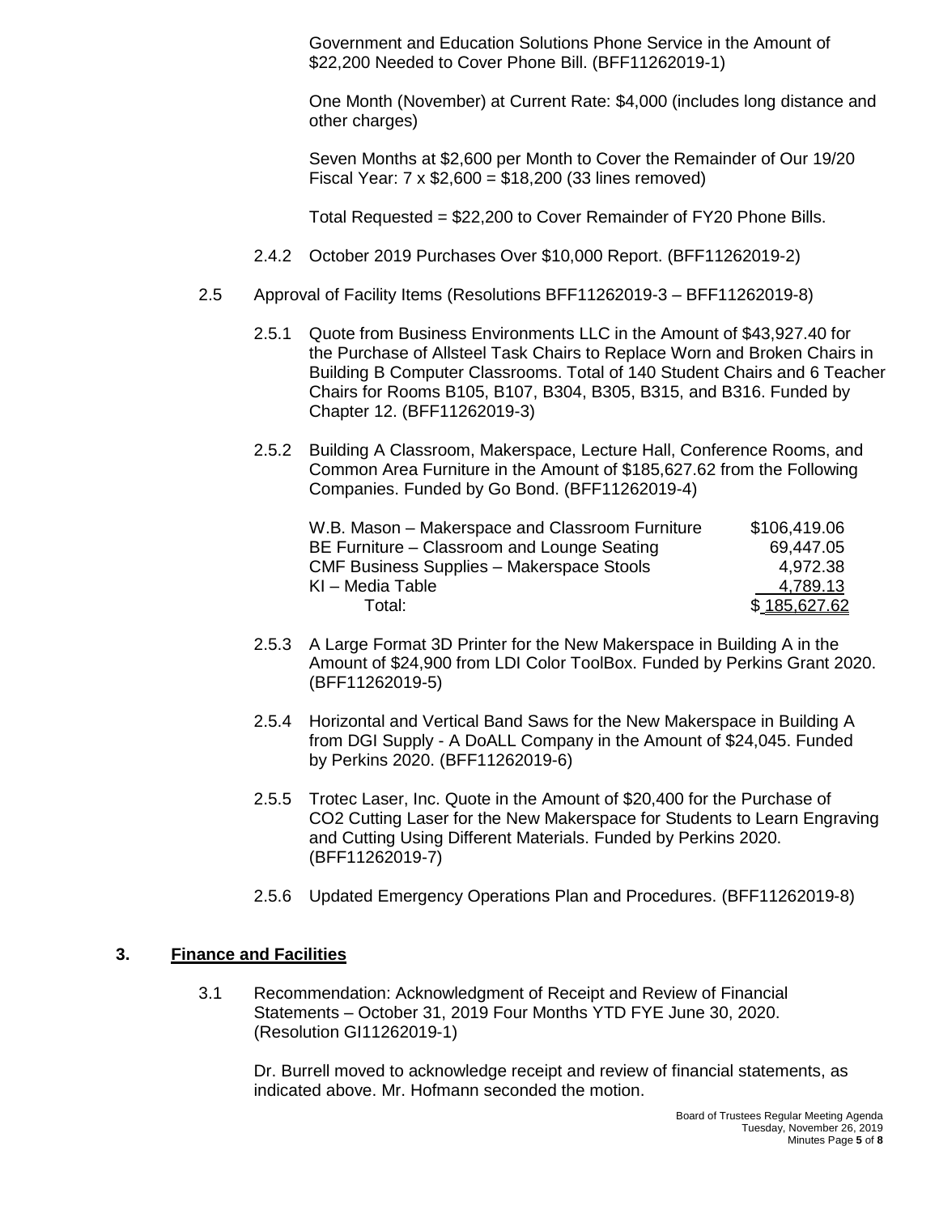Government and Education Solutions Phone Service in the Amount of \$22,200 Needed to Cover Phone Bill. (BFF11262019-1)

One Month (November) at Current Rate: \$4,000 (includes long distance and other charges)

Seven Months at \$2,600 per Month to Cover the Remainder of Our 19/20 Fiscal Year: 7 x \$2,600 = \$18,200 (33 lines removed)

Total Requested = \$22,200 to Cover Remainder of FY20 Phone Bills.

2.4.2 October 2019 Purchases Over \$10,000 Report. (BFF11262019-2)

2.5 Approval of Facility Items (Resolutions BFF11262019-3 – BFF11262019-8)

2.5.1 Quote from Business Environments LLC in the Amount of \$43,927.40 for the Purchase of Allsteel Task Chairs to Replace Worn and Broken Chairs in Building B Computer Classrooms. Total of 140 Student Chairs and 6 Teacher Chairs for Rooms B105, B107, B304, B305, B315, and B316. Funded by Chapter 12. (BFF11262019-3)

2.5.2 Building A Classroom, Makerspace, Lecture Hall, Conference Rooms, and Common Area Furniture in the Amount of \$185,627.62 from the Following Companies. Funded by Go Bond. (BFF11262019-4)

| | |
|---|---|
| W.B. Mason – Makerspace and Classroom Furniture | \$106,419.06 |
| BE Furniture – Classroom and Lounge Seating | 69,447.05 |
| CMF Business Supplies – Makerspace Stools | 4,972.38 |
| KI – Media Table | 4,789.13 |
| Total: | \$ 185,627.62 |

2.5.3 A Large Format 3D Printer for the New Makerspace in Building A in the Amount of \$24,900 from LDI Color ToolBox. Funded by Perkins Grant 2020. (BFF11262019-5)

2.5.4 Horizontal and Vertical Band Saws for the New Makerspace in Building A from DGI Supply - A DoALL Company in the Amount of \$24,045. Funded by Perkins 2020. (BFF11262019-6)

2.5.5 Trotec Laser, Inc. Quote in the Amount of \$20,400 for the Purchase of $CO_2$ Cutting Laser for the New Makerspace for Students to Learn Engraving and Cutting Using Different Materials. Funded by Perkins 2020. (BFF11262019-7)

2.5.6 Updated Emergency Operations Plan and Procedures. (BFF11262019-8)

## 3. Finance and Facilities

3.1 Recommendation: Acknowledgment of Receipt and Review of Financial Statements – October 31, 2019 Four Months YTD FYE June 30, 2020. (Resolution GI11262019-1)

Dr. Burrell moved to acknowledge receipt and review of financial statements, as indicated above. Mr. Hofmann seconded the motion.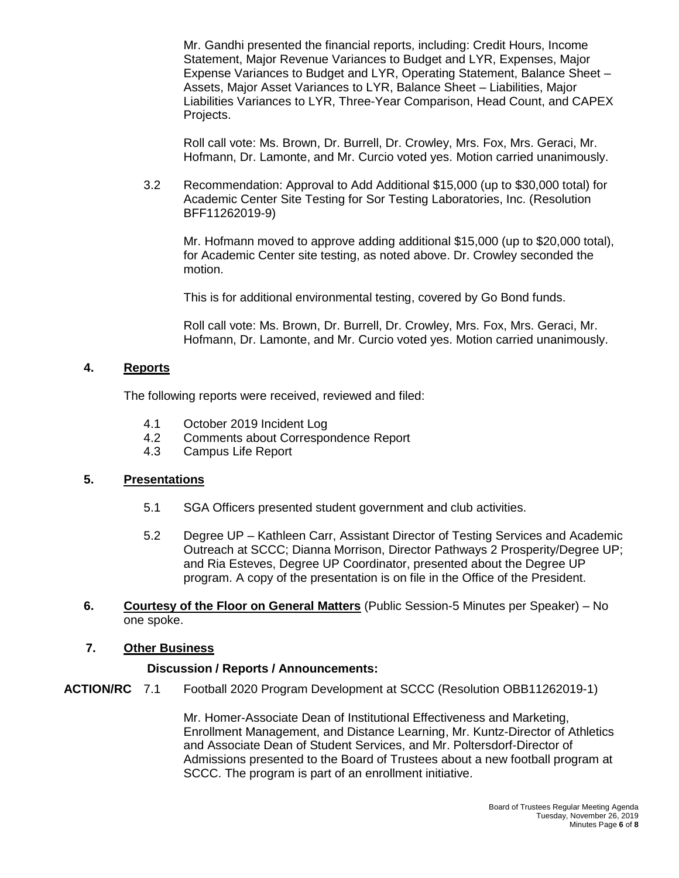Mr. Gandhi presented the financial reports, including: Credit Hours, Income Statement, Major Revenue Variances to Budget and LYR, Expenses, Major Expense Variances to Budget and LYR, Operating Statement, Balance Sheet – Assets, Major Asset Variances to LYR, Balance Sheet – Liabilities, Major Liabilities Variances to LYR, Three-Year Comparison, Head Count, and CAPEX Projects.

Roll call vote: Ms. Brown, Dr. Burrell, Dr. Crowley, Mrs. Fox, Mrs. Geraci, Mr. Hofmann, Dr. Lamonte, and Mr. Curcio voted yes. Motion carried unanimously.

3.2 Recommendation: Approval to Add Additional $15,000 (up to $30,000 total) for Academic Center Site Testing for Sor Testing Laboratories, Inc. (Resolution BFF11262019-9)

Mr. Hofmann moved to approve adding additional $15,000 (up to $20,000 total), for Academic Center site testing, as noted above. Dr. Crowley seconded the motion.

This is for additional environmental testing, covered by Go Bond funds.

Roll call vote: Ms. Brown, Dr. Burrell, Dr. Crowley, Mrs. Fox, Mrs. Geraci, Mr. Hofmann, Dr. Lamonte, and Mr. Curcio voted yes. Motion carried unanimously.

## 4. Reports

The following reports were received, reviewed and filed:

4.1 October 2019 Incident Log
4.2 Comments about Correspondence Report
4.3 Campus Life Report

## 5. Presentations

5.1 SGA Officers presented student government and club activities.

5.2 Degree UP – Kathleen Carr, Assistant Director of Testing Services and Academic Outreach at SCCC; Dianna Morrison, Director Pathways 2 Prosperity/Degree UP; and Ria Esteves, Degree UP Coordinator, presented about the Degree UP program. A copy of the presentation is on file in the Office of the President.

## 6. Courtesy of the Floor on General Matters (Public Session-5 Minutes per Speaker) – No one spoke.

## 7. Other Business

**Discussion / Reports / Announcements:**

**ACTION/RC** 7.1 Football 2020 Program Development at SCCC (Resolution OBB11262019-1)

Mr. Homer-Associate Dean of Institutional Effectiveness and Marketing, Enrollment Management, and Distance Learning, Mr. Kuntz-Director of Athletics and Associate Dean of Student Services, and Mr. Poltersdorf-Director of Admissions presented to the Board of Trustees about a new football program at SCCC. The program is part of an enrollment initiative.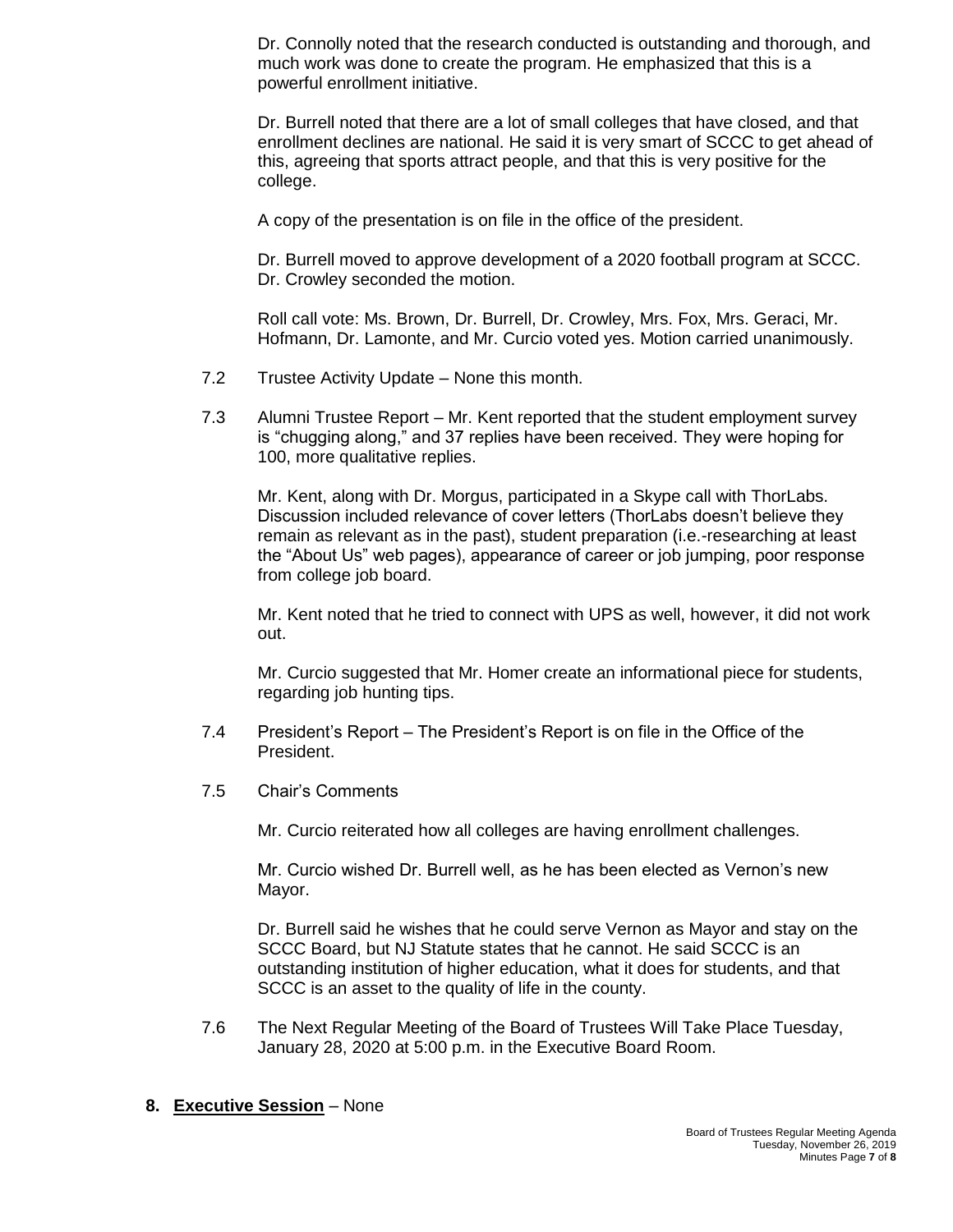Dr. Connolly noted that the research conducted is outstanding and thorough, and much work was done to create the program. He emphasized that this is a powerful enrollment initiative.

Dr. Burrell noted that there are a lot of small colleges that have closed, and that enrollment declines are national. He said it is very smart of SCCC to get ahead of this, agreeing that sports attract people, and that this is very positive for the college.

A copy of the presentation is on file in the office of the president.

Dr. Burrell moved to approve development of a 2020 football program at SCCC. Dr. Crowley seconded the motion.

Roll call vote: Ms. Brown, Dr. Burrell, Dr. Crowley, Mrs. Fox, Mrs. Geraci, Mr. Hofmann, Dr. Lamonte, and Mr. Curcio voted yes. Motion carried unanimously.

7.2 Trustee Activity Update – None this month.

7.3 Alumni Trustee Report – Mr. Kent reported that the student employment survey is “chugging along,” and 37 replies have been received. They were hoping for 100, more qualitative replies.

Mr. Kent, along with Dr. Morgus, participated in a Skype call with ThorLabs. Discussion included relevance of cover letters (ThorLabs doesn’t believe they remain as relevant as in the past), student preparation (i.e.-researching at least the “About Us” web pages), appearance of career or job jumping, poor response from college job board.

Mr. Kent noted that he tried to connect with UPS as well, however, it did not work out.

Mr. Curcio suggested that Mr. Homer create an informational piece for students, regarding job hunting tips.

7.4 President’s Report – The President’s Report is on file in the Office of the President.

7.5 Chair’s Comments

Mr. Curcio reiterated how all colleges are having enrollment challenges.

Mr. Curcio wished Dr. Burrell well, as he has been elected as Vernon’s new Mayor.

Dr. Burrell said he wishes that he could serve Vernon as Mayor and stay on the SCCC Board, but NJ Statute states that he cannot. He said SCCC is an outstanding institution of higher education, what it does for students, and that SCCC is an asset to the quality of life in the county.

7.6 The Next Regular Meeting of the Board of Trustees Will Take Place Tuesday, January 28, 2020 at 5:00 p.m. in the Executive Board Room.

**8. Executive Session** – None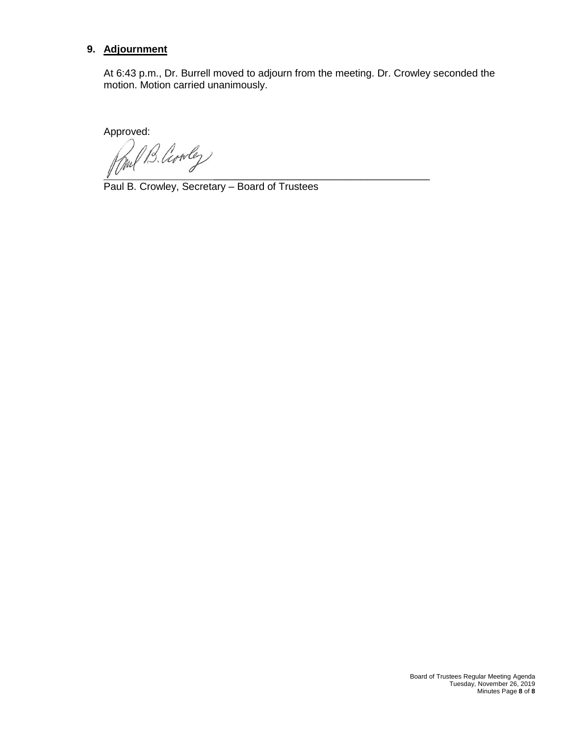## 9. Adjournment

At 6:43 p.m., Dr. Burrell moved to adjourn from the meeting. Dr. Crowley seconded the motion. Motion carried unanimously.

Approved:

\_\_\_\_\_\_\_\_\_\_\_\_\_\_\_\_\_\_\_\_\_\_\_\_\_\_\_\_\_\_\_\_\_\_\_\_\_\_\_\_\_\_\_\_\_\_\_\_\_\_\_\_\_\_

Paul B. Crowley, Secretary – Board of Trustees